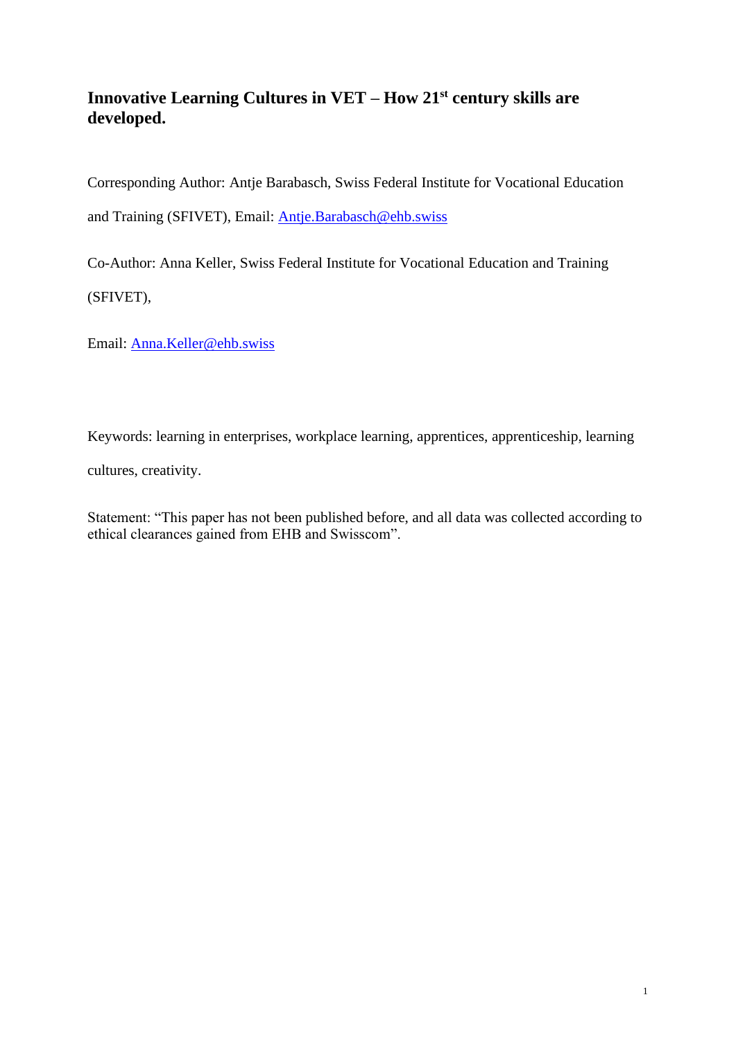# Innovative Learning Cultures in VET – How 21st century skills are developed.

Corresponding Author: Antje Barabasch, Swiss Federal Institute for Vocational Education and Training (SFIVET), Email: Antje.Barabasch@ehb.swiss

Co-Author: Anna Keller, Swiss Federal Institute for Vocational Education and Training (SFIVET),

Email: Anna.Keller@ehb.swiss

Keywords: learning in enterprises, workplace learning, apprentices, apprenticeship, learning cultures, creativity.

Statement: "This paper has not been published before, and all data was collected according to ethical clearances gained from EHB and Swisscom".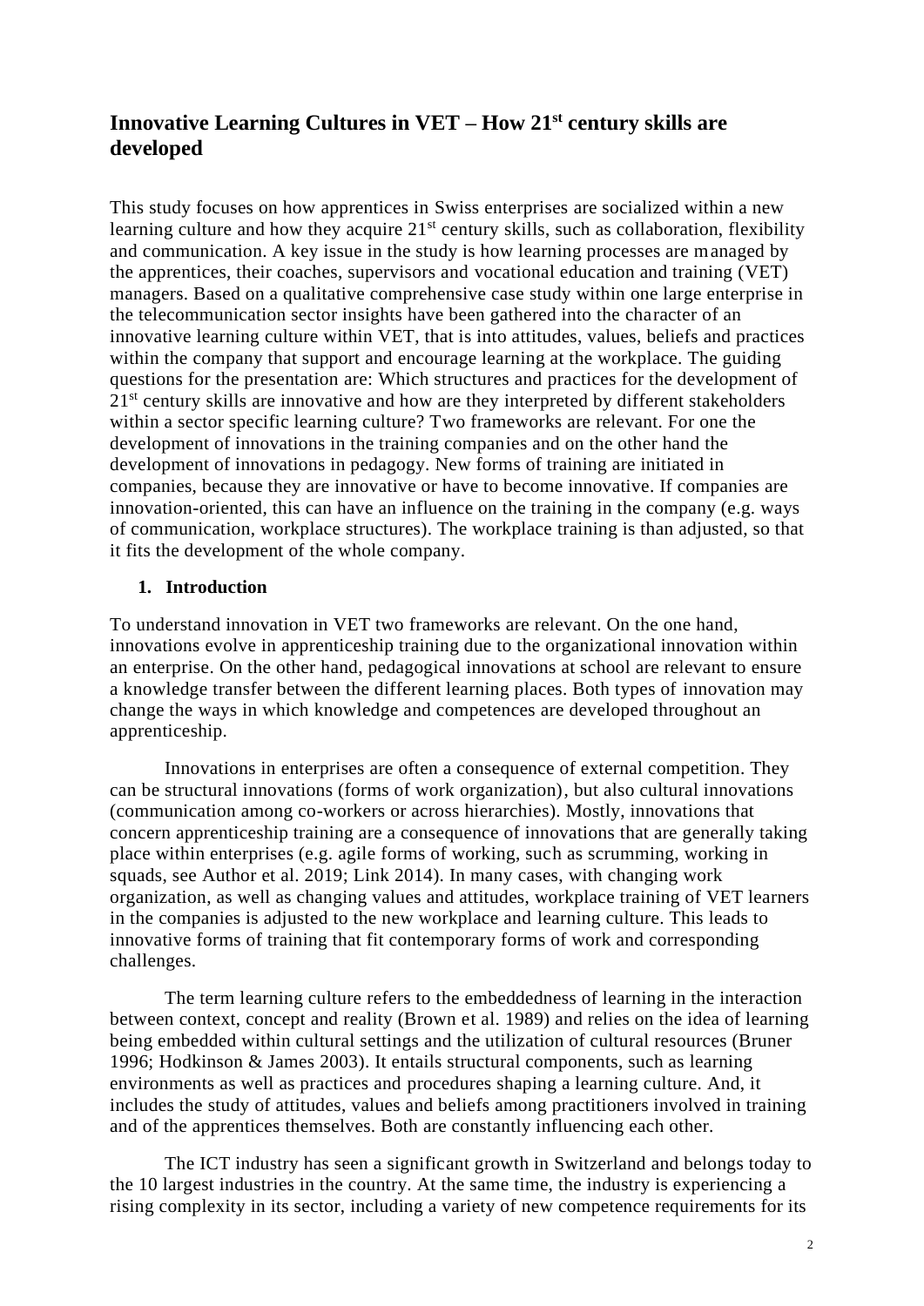# Innovative Learning Cultures in VET – How 21st century skills are developed

This study focuses on how apprentices in Swiss enterprises are socialized within a new learning culture and how they acquire 21st century skills, such as collaboration, flexibility and communication. A key issue in the study is how learning processes are managed by the apprentices, their coaches, supervisors and vocational education and training (VET) managers. Based on a qualitative comprehensive case study within one large enterprise in the telecommunication sector insights have been gathered into the character of an innovative learning culture within VET, that is into attitudes, values, beliefs and practices within the company that support and encourage learning at the workplace. The guiding questions for the presentation are: Which structures and practices for the development of 21st century skills are innovative and how are they interpreted by different stakeholders within a sector specific learning culture? Two frameworks are relevant. For one the development of innovations in the training companies and on the other hand the development of innovations in pedagogy. New forms of training are initiated in companies, because they are innovative or have to become innovative. If companies are innovation-oriented, this can have an influence on the training in the company (e.g. ways of communication, workplace structures). The workplace training is than adjusted, so that it fits the development of the whole company.

## 1. Introduction

To understand innovation in VET two frameworks are relevant. On the one hand, innovations evolve in apprenticeship training due to the organizational innovation within an enterprise. On the other hand, pedagogical innovations at school are relevant to ensure a knowledge transfer between the different learning places. Both types of innovation may change the ways in which knowledge and competences are developed throughout an apprenticeship.

Innovations in enterprises are often a consequence of external competition. They can be structural innovations (forms of work organization), but also cultural innovations (communication among co-workers or across hierarchies). Mostly, innovations that concern apprenticeship training are a consequence of innovations that are generally taking place within enterprises (e.g. agile forms of working, such as scrumming, working in squads, see Author et al. 2019; Link 2014). In many cases, with changing work organization, as well as changing values and attitudes, workplace training of VET learners in the companies is adjusted to the new workplace and learning culture. This leads to innovative forms of training that fit contemporary forms of work and corresponding challenges.

The term learning culture refers to the embeddedness of learning in the interaction between context, concept and reality (Brown et al. 1989) and relies on the idea of learning being embedded within cultural settings and the utilization of cultural resources (Bruner 1996; Hodkinson & James 2003). It entails structural components, such as learning environments as well as practices and procedures shaping a learning culture. And, it includes the study of attitudes, values and beliefs among practitioners involved in training and of the apprentices themselves. Both are constantly influencing each other.

The ICT industry has seen a significant growth in Switzerland and belongs today to the 10 largest industries in the country. At the same time, the industry is experiencing a rising complexity in its sector, including a variety of new competence requirements for its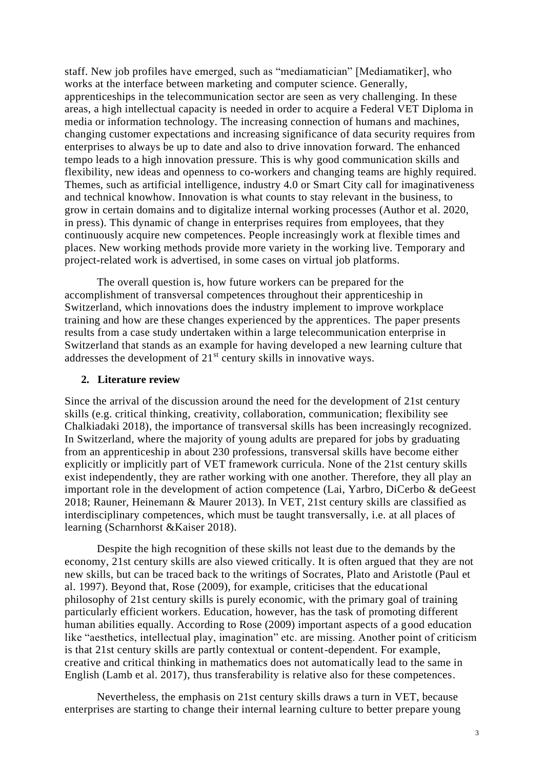staff. New job profiles have emerged, such as "mediamatician" [Mediamatiker], who works at the interface between marketing and computer science. Generally, apprenticeships in the telecommunication sector are seen as very challenging. In these areas, a high intellectual capacity is needed in order to acquire a Federal VET Diploma in media or information technology. The increasing connection of humans and machines, changing customer expectations and increasing significance of data security requires from enterprises to always be up to date and also to drive innovation forward. The enhanced tempo leads to a high innovation pressure. This is why good communication skills and flexibility, new ideas and openness to co-workers and changing teams are highly required. Themes, such as artificial intelligence, industry 4.0 or Smart City call for imaginativeness and technical knowhow. Innovation is what counts to stay relevant in the business, to grow in certain domains and to digitalize internal working processes (Author et al. 2020, in press). This dynamic of change in enterprises requires from employees, that they continuously acquire new competences. People increasingly work at flexible times and places. New working methods provide more variety in the working live. Temporary and project-related work is advertised, in some cases on virtual job platforms.

The overall question is, how future workers can be prepared for the accomplishment of transversal competences throughout their apprenticeship in Switzerland, which innovations does the industry implement to improve workplace training and how are these changes experienced by the apprentices. The paper presents results from a case study undertaken within a large telecommunication enterprise in Switzerland that stands as an example for having developed a new learning culture that addresses the development of 21st century skills in innovative ways.

## 2. Literature review

Since the arrival of the discussion around the need for the development of 21st century skills (e.g. critical thinking, creativity, collaboration, communication; flexibility see Chalkiadaki 2018), the importance of transversal skills has been increasingly recognized. In Switzerland, where the majority of young adults are prepared for jobs by graduating from an apprenticeship in about 230 professions, transversal skills have become either explicitly or implicitly part of VET framework curricula. None of the 21st century skills exist independently, they are rather working with one another. Therefore, they all play an important role in the development of action competence (Lai, Yarbro, DiCerbo & deGeest 2018; Rauner, Heinemann & Maurer 2013). In VET, 21st century skills are classified as interdisciplinary competences, which must be taught transversally, i.e. at all places of learning (Scharnhorst &Kaiser 2018).

Despite the high recognition of these skills not least due to the demands by the economy, 21st century skills are also viewed critically. It is often argued that they are not new skills, but can be traced back to the writings of Socrates, Plato and Aristotle (Paul et al. 1997). Beyond that, Rose (2009), for example, criticises that the educational philosophy of 21st century skills is purely economic, with the primary goal of training particularly efficient workers. Education, however, has the task of promoting different human abilities equally. According to Rose (2009) important aspects of a good education like "aesthetics, intellectual play, imagination" etc. are missing. Another point of criticism is that 21st century skills are partly contextual or content-dependent. For example, creative and critical thinking in mathematics does not automatically lead to the same in English (Lamb et al. 2017), thus transferability is relative also for these competences.

Nevertheless, the emphasis on 21st century skills draws a turn in VET, because enterprises are starting to change their internal learning culture to better prepare young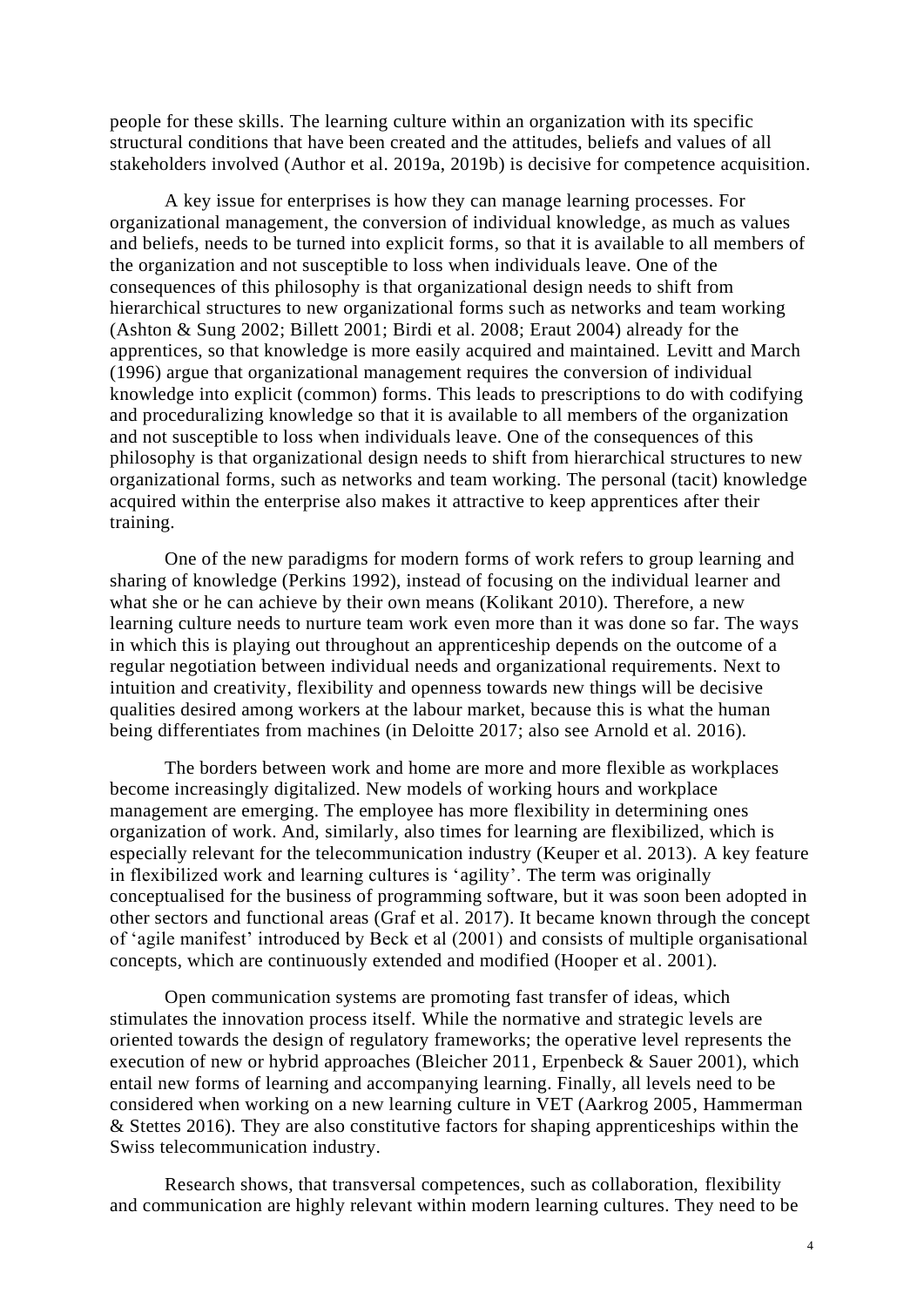people for these skills. The learning culture within an organization with its specific structural conditions that have been created and the attitudes, beliefs and values of all stakeholders involved (Author et al. 2019a, 2019b) is decisive for competence acquisition.

A key issue for enterprises is how they can manage learning processes. For organizational management, the conversion of individual knowledge, as much as values and beliefs, needs to be turned into explicit forms, so that it is available to all members of the organization and not susceptible to loss when individuals leave. One of the consequences of this philosophy is that organizational design needs to shift from hierarchical structures to new organizational forms such as networks and team working (Ashton & Sung 2002; Billett 2001; Birdi et al. 2008; Eraut 2004) already for the apprentices, so that knowledge is more easily acquired and maintained. Levitt and March (1996) argue that organizational management requires the conversion of individual knowledge into explicit (common) forms. This leads to prescriptions to do with codifying and proceduralizing knowledge so that it is available to all members of the organization and not susceptible to loss when individuals leave. One of the consequences of this philosophy is that organizational design needs to shift from hierarchical structures to new organizational forms, such as networks and team working. The personal (tacit) knowledge acquired within the enterprise also makes it attractive to keep apprentices after their training.

One of the new paradigms for modern forms of work refers to group learning and sharing of knowledge (Perkins 1992), instead of focusing on the individual learner and what she or he can achieve by their own means (Kolikant 2010). Therefore, a new learning culture needs to nurture team work even more than it was done so far. The ways in which this is playing out throughout an apprenticeship depends on the outcome of a regular negotiation between individual needs and organizational requirements. Next to intuition and creativity, flexibility and openness towards new things will be decisive qualities desired among workers at the labour market, because this is what the human being differentiates from machines (in Deloitte 2017; also see Arnold et al. 2016).

The borders between work and home are more and more flexible as workplaces become increasingly digitalized. New models of working hours and workplace management are emerging. The employee has more flexibility in determining ones organization of work. And, similarly, also times for learning are flexibilized, which is especially relevant for the telecommunication industry (Keuper et al. 2013). A key feature in flexibilized work and learning cultures is 'agility'. The term was originally conceptualised for the business of programming software, but it was soon been adopted in other sectors and functional areas (Graf et al. 2017). It became known through the concept of 'agile manifest' introduced by Beck et al (2001) and consists of multiple organisational concepts, which are continuously extended and modified (Hooper et al. 2001).

Open communication systems are promoting fast transfer of ideas, which stimulates the innovation process itself. While the normative and strategic levels are oriented towards the design of regulatory frameworks; the operative level represents the execution of new or hybrid approaches (Bleicher 2011, Erpenbeck & Sauer 2001), which entail new forms of learning and accompanying learning. Finally, all levels need to be considered when working on a new learning culture in VET (Aarkrog 2005, Hammerman & Stettes 2016). They are also constitutive factors for shaping apprenticeships within the Swiss telecommunication industry.

Research shows, that transversal competences, such as collaboration, flexibility and communication are highly relevant within modern learning cultures. They need to be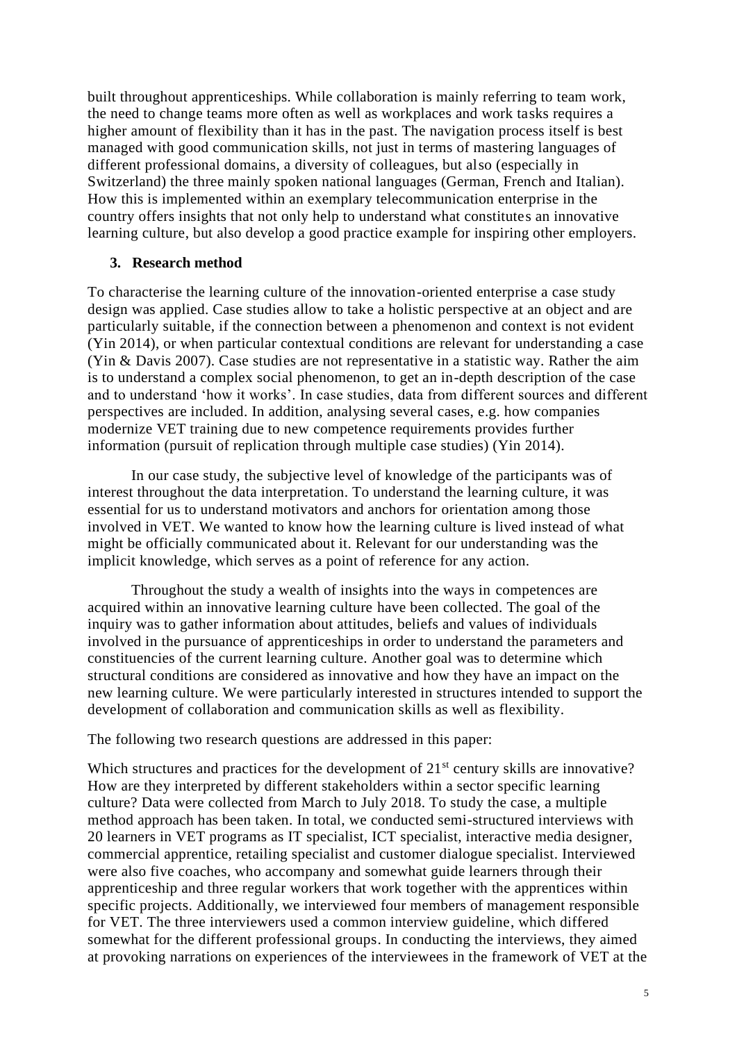built throughout apprenticeships. While collaboration is mainly referring to team work, the need to change teams more often as well as workplaces and work tasks requires a higher amount of flexibility than it has in the past. The navigation process itself is best managed with good communication skills, not just in terms of mastering languages of different professional domains, a diversity of colleagues, but also (especially in Switzerland) the three mainly spoken national languages (German, French and Italian). How this is implemented within an exemplary telecommunication enterprise in the country offers insights that not only help to understand what constitutes an innovative learning culture, but also develop a good practice example for inspiring other employers.

## 3. Research method

To characterise the learning culture of the innovation-oriented enterprise a case study design was applied. Case studies allow to take a holistic perspective at an object and are particularly suitable, if the connection between a phenomenon and context is not evident (Yin 2014), or when particular contextual conditions are relevant for understanding a case (Yin & Davis 2007). Case studies are not representative in a statistic way. Rather the aim is to understand a complex social phenomenon, to get an in-depth description of the case and to understand 'how it works'. In case studies, data from different sources and different perspectives are included. In addition, analysing several cases, e.g. how companies modernize VET training due to new competence requirements provides further information (pursuit of replication through multiple case studies) (Yin 2014).

In our case study, the subjective level of knowledge of the participants was of interest throughout the data interpretation. To understand the learning culture, it was essential for us to understand motivators and anchors for orientation among those involved in VET. We wanted to know how the learning culture is lived instead of what might be officially communicated about it. Relevant for our understanding was the implicit knowledge, which serves as a point of reference for any action.

Throughout the study a wealth of insights into the ways in competences are acquired within an innovative learning culture have been collected. The goal of the inquiry was to gather information about attitudes, beliefs and values of individuals involved in the pursuance of apprenticeships in order to understand the parameters and constituencies of the current learning culture. Another goal was to determine which structural conditions are considered as innovative and how they have an impact on the new learning culture. We were particularly interested in structures intended to support the development of collaboration and communication skills as well as flexibility.

The following two research questions are addressed in this paper:

Which structures and practices for the development of 21st century skills are innovative? How are they interpreted by different stakeholders within a sector specific learning culture? Data were collected from March to July 2018. To study the case, a multiple method approach has been taken. In total, we conducted semi-structured interviews with 20 learners in VET programs as IT specialist, ICT specialist, interactive media designer, commercial apprentice, retailing specialist and customer dialogue specialist. Interviewed were also five coaches, who accompany and somewhat guide learners through their apprenticeship and three regular workers that work together with the apprentices within specific projects. Additionally, we interviewed four members of management responsible for VET. The three interviewers used a common interview guideline, which differed somewhat for the different professional groups. In conducting the interviews, they aimed at provoking narrations on experiences of the interviewees in the framework of VET at the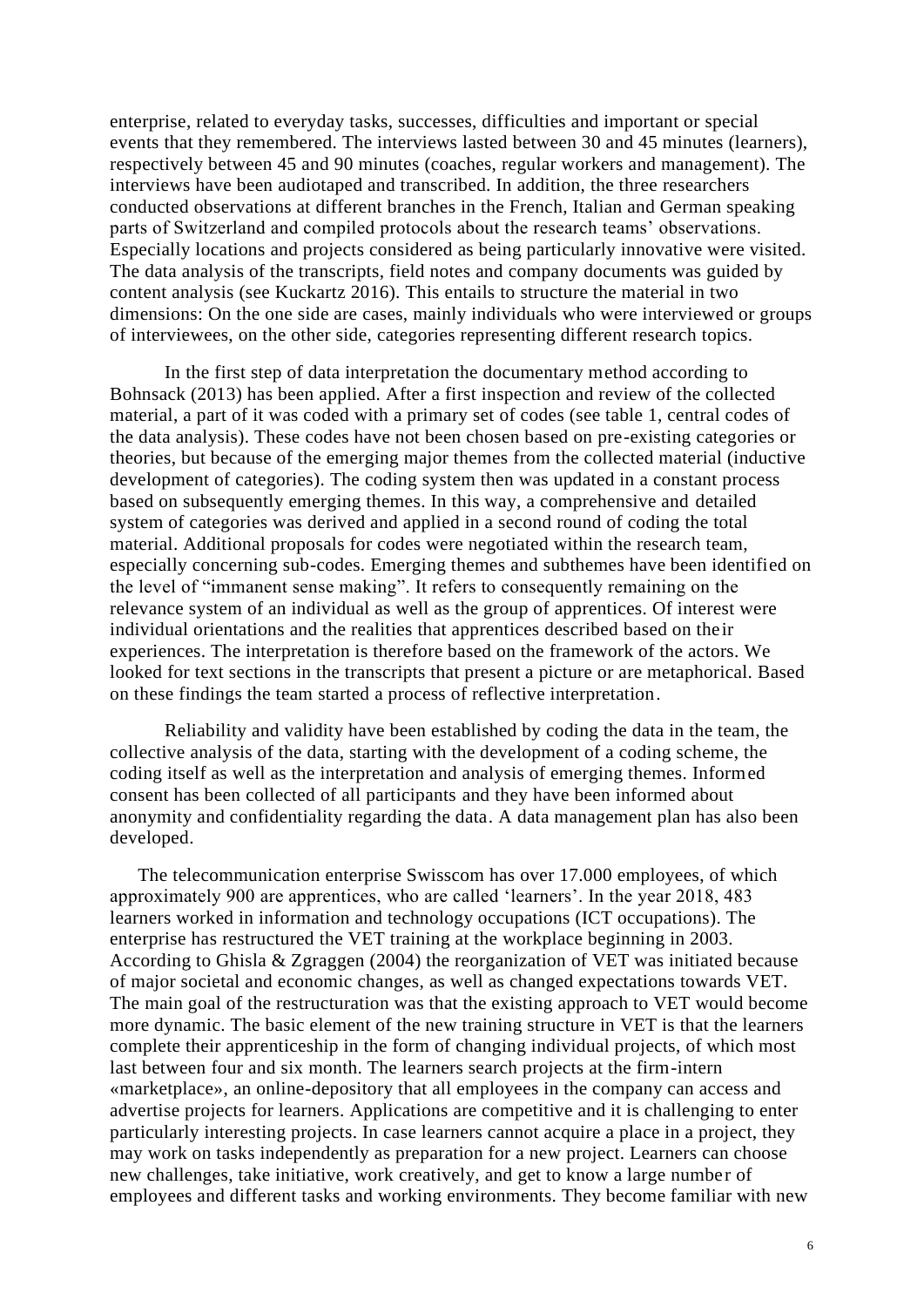enterprise, related to everyday tasks, successes, difficulties and important or special events that they remembered. The interviews lasted between 30 and 45 minutes (learners), respectively between 45 and 90 minutes (coaches, regular workers and management). The interviews have been audiotaped and transcribed. In addition, the three researchers conducted observations at different branches in the French, Italian and German speaking parts of Switzerland and compiled protocols about the research teams' observations. Especially locations and projects considered as being particularly innovative were visited. The data analysis of the transcripts, field notes and company documents was guided by content analysis (see Kuckartz 2016). This entails to structure the material in two dimensions: On the one side are cases, mainly individuals who were interviewed or groups of interviewees, on the other side, categories representing different research topics.

In the first step of data interpretation the documentary method according to Bohnsack (2013) has been applied. After a first inspection and review of the collected material, a part of it was coded with a primary set of codes (see table 1, central codes of the data analysis). These codes have not been chosen based on pre-existing categories or theories, but because of the emerging major themes from the collected material (inductive development of categories). The coding system then was updated in a constant process based on subsequently emerging themes. In this way, a comprehensive and detailed system of categories was derived and applied in a second round of coding the total material. Additional proposals for codes were negotiated within the research team, especially concerning sub-codes. Emerging themes and subthemes have been identified on the level of "immanent sense making". It refers to consequently remaining on the relevance system of an individual as well as the group of apprentices. Of interest were individual orientations and the realities that apprentices described based on their experiences. The interpretation is therefore based on the framework of the actors. We looked for text sections in the transcripts that present a picture or are metaphorical. Based on these findings the team started a process of reflective interpretation.

Reliability and validity have been established by coding the data in the team, the collective analysis of the data, starting with the development of a coding scheme, the coding itself as well as the interpretation and analysis of emerging themes. Informed consent has been collected of all participants and they have been informed about anonymity and confidentiality regarding the data. A data management plan has also been developed.

The telecommunication enterprise Swisscom has over 17.000 employees, of which approximately 900 are apprentices, who are called 'learners'. In the year 2018, 483 learners worked in information and technology occupations (ICT occupations). The enterprise has restructured the VET training at the workplace beginning in 2003. According to Ghisla & Zgraggen (2004) the reorganization of VET was initiated because of major societal and economic changes, as well as changed expectations towards VET. The main goal of the restructuration was that the existing approach to VET would become more dynamic. The basic element of the new training structure in VET is that the learners complete their apprenticeship in the form of changing individual projects, of which most last between four and six month. The learners search projects at the firm-intern «marketplace», an online-depository that all employees in the company can access and advertise projects for learners. Applications are competitive and it is challenging to enter particularly interesting projects. In case learners cannot acquire a place in a project, they may work on tasks independently as preparation for a new project. Learners can choose new challenges, take initiative, work creatively, and get to know a large number of employees and different tasks and working environments. They become familiar with new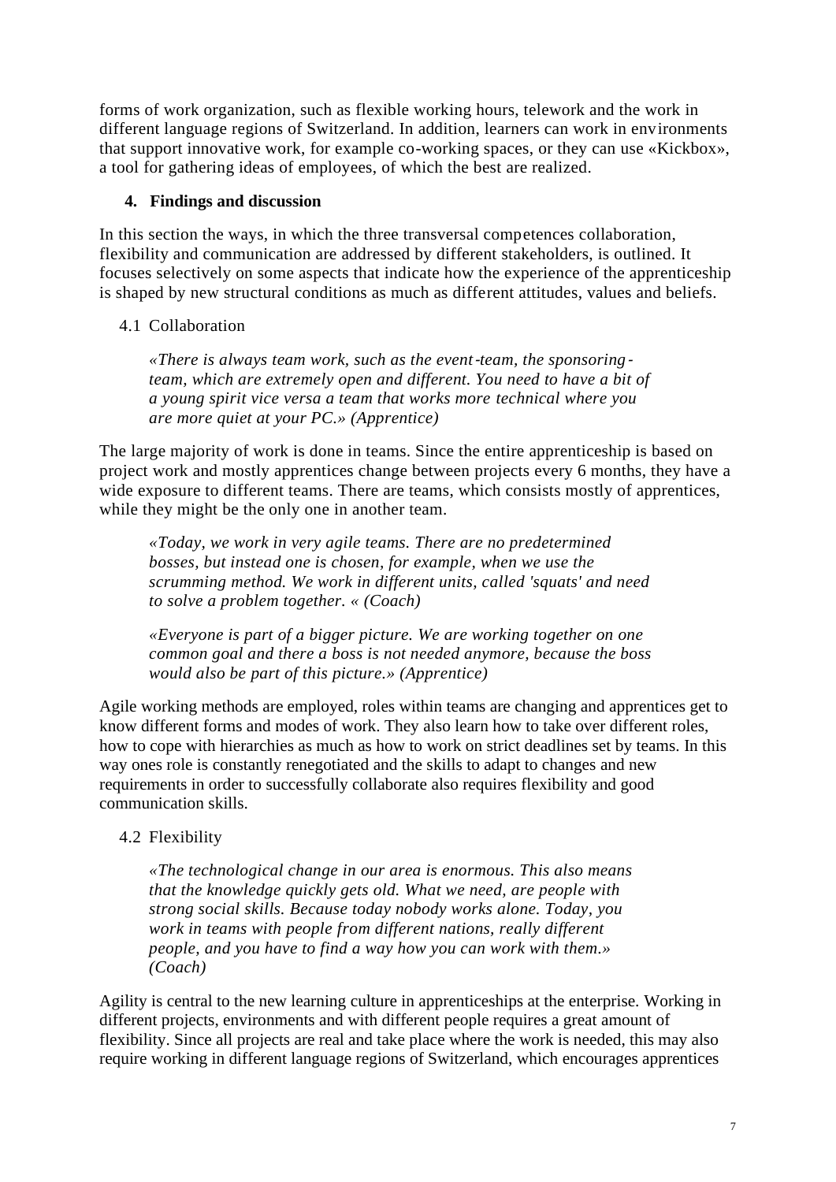forms of work organization, such as flexible working hours, telework and the work in different language regions of Switzerland. In addition, learners can work in environments that support innovative work, for example co-working spaces, or they can use «Kickbox», a tool for gathering ideas of employees, of which the best are realized.

## 4. Findings and discussion

In this section the ways, in which the three transversal competences collaboration, flexibility and communication are addressed by different stakeholders, is outlined. It focuses selectively on some aspects that indicate how the experience of the apprenticeship is shaped by new structural conditions as much as different attitudes, values and beliefs.

### 4.1 Collaboration

> *«There is always team work, such as the event-team, the sponsoring-team, which are extremely open and different. You need to have a bit of a young spirit vice versa a team that works more technical where you are more quiet at your PC.» (Apprentice)*

The large majority of work is done in teams. Since the entire apprenticeship is based on project work and mostly apprentices change between projects every 6 months, they have a wide exposure to different teams. There are teams, which consists mostly of apprentices, while they might be the only one in another team.

> *«Today, we work in very agile teams. There are no predetermined bosses, but instead one is chosen, for example, when we use the scrumming method. We work in different units, called 'squats' and need to solve a problem together. « (Coach)*

> *«Everyone is part of a bigger picture. We are working together on one common goal and there a boss is not needed anymore, because the boss would also be part of this picture.» (Apprentice)*

Agile working methods are employed, roles within teams are changing and apprentices get to know different forms and modes of work. They also learn how to take over different roles, how to cope with hierarchies as much as how to work on strict deadlines set by teams. In this way ones role is constantly renegotiated and the skills to adapt to changes and new requirements in order to successfully collaborate also requires flexibility and good communication skills.

### 4.2 Flexibility

> *«The technological change in our area is enormous. This also means that the knowledge quickly gets old. What we need, are people with strong social skills. Because today nobody works alone. Today, you work in teams with people from different nations, really different people, and you have to find a way how you can work with them.» (Coach)*

Agility is central to the new learning culture in apprenticeships at the enterprise. Working in different projects, environments and with different people requires a great amount of flexibility. Since all projects are real and take place where the work is needed, this may also require working in different language regions of Switzerland, which encourages apprentices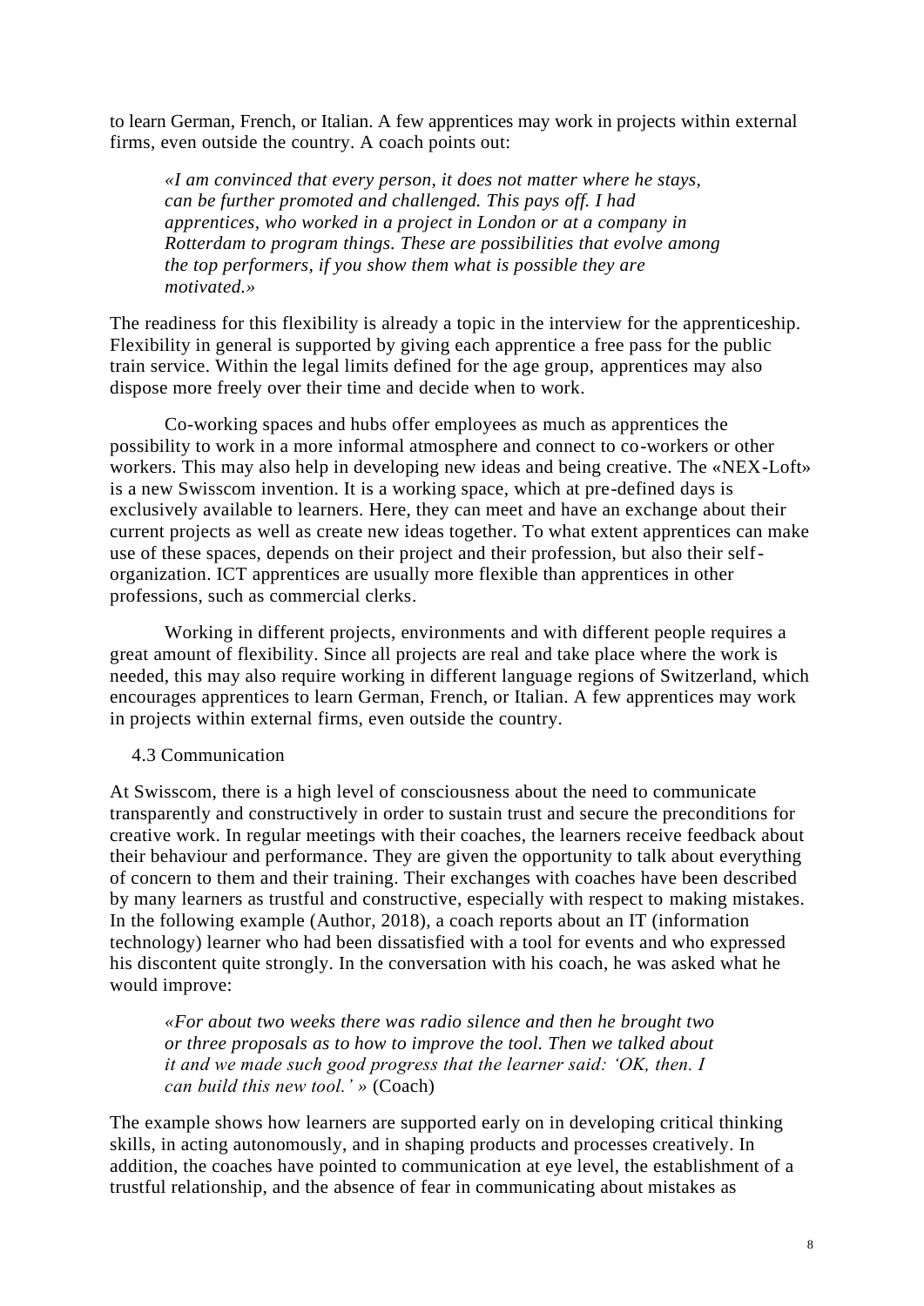to learn German, French, or Italian. A few apprentices may work in projects within external firms, even outside the country. A coach points out:

> *«I am convinced that every person, it does not matter where he stays, can be further promoted and challenged. This pays off. I had apprentices, who worked in a project in London or at a company in Rotterdam to program things. These are possibilities that evolve among the top performers, if you show them what is possible they are motivated.»*

The readiness for this flexibility is already a topic in the interview for the apprenticeship. Flexibility in general is supported by giving each apprentice a free pass for the public train service. Within the legal limits defined for the age group, apprentices may also dispose more freely over their time and decide when to work.

Co-working spaces and hubs offer employees as much as apprentices the possibility to work in a more informal atmosphere and connect to co-workers or other workers. This may also help in developing new ideas and being creative. The «NEX-Loft» is a new Swisscom invention. It is a working space, which at pre-defined days is exclusively available to learners. Here, they can meet and have an exchange about their current projects as well as create new ideas together. To what extent apprentices can make use of these spaces, depends on their project and their profession, but also their self-organization. ICT apprentices are usually more flexible than apprentices in other professions, such as commercial clerks.

Working in different projects, environments and with different people requires a great amount of flexibility. Since all projects are real and take place where the work is needed, this may also require working in different language regions of Switzerland, which encourages apprentices to learn German, French, or Italian. A few apprentices may work in projects within external firms, even outside the country.

### 4.3 Communication

At Swisscom, there is a high level of consciousness about the need to communicate transparently and constructively in order to sustain trust and secure the preconditions for creative work. In regular meetings with their coaches, the learners receive feedback about their behaviour and performance. They are given the opportunity to talk about everything of concern to them and their training. Their exchanges with coaches have been described by many learners as trustful and constructive, especially with respect to making mistakes. In the following example (Author, 2018), a coach reports about an IT (information technology) learner who had been dissatisfied with a tool for events and who expressed his discontent quite strongly. In the conversation with his coach, he was asked what he would improve:

> *«For about two weeks there was radio silence and then he brought two or three proposals as to how to improve the tool. Then we talked about it and we made such good progress that the learner said: 'OK, then. I can build this new tool.' »* (Coach)

The example shows how learners are supported early on in developing critical thinking skills, in acting autonomously, and in shaping products and processes creatively. In addition, the coaches have pointed to communication at eye level, the establishment of a trustful relationship, and the absence of fear in communicating about mistakes as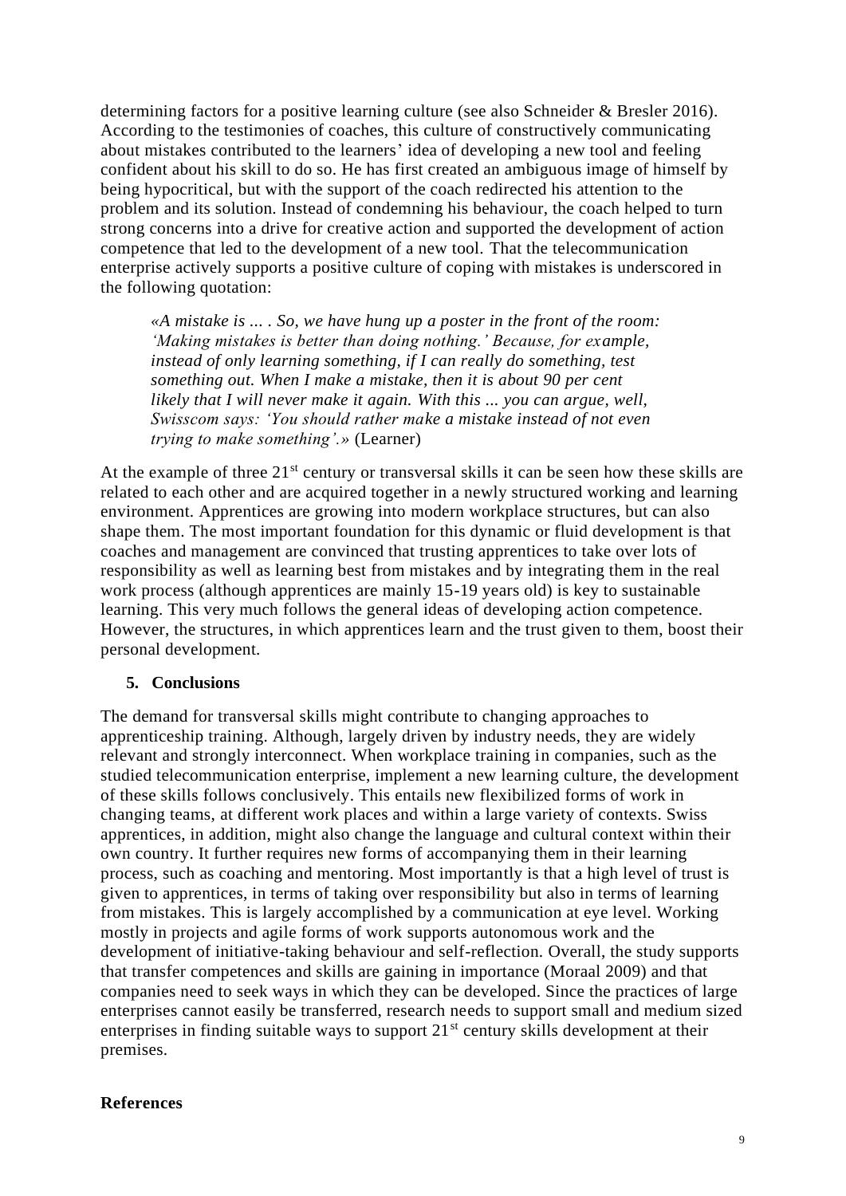determining factors for a positive learning culture (see also Schneider & Bresler 2016). According to the testimonies of coaches, this culture of constructively communicating about mistakes contributed to the learners' idea of developing a new tool and feeling confident about his skill to do so. He has first created an ambiguous image of himself by being hypocritical, but with the support of the coach redirected his attention to the problem and its solution. Instead of condemning his behaviour, the coach helped to turn strong concerns into a drive for creative action and supported the development of action competence that led to the development of a new tool. That the telecommunication enterprise actively supports a positive culture of coping with mistakes is underscored in the following quotation:

> *«A mistake is ... . So, we have hung up a poster in the front of the room: 'Making mistakes is better than doing nothing.' Because, for example, instead of only learning something, if I can really do something, test something out. When I make a mistake, then it is about 90 per cent likely that I will never make it again. With this ... you can argue, well, Swisscom says: 'You should rather make a mistake instead of not even trying to make something'.»* (Learner)

At the example of three 21st century or transversal skills it can be seen how these skills are related to each other and are acquired together in a newly structured working and learning environment. Apprentices are growing into modern workplace structures, but can also shape them. The most important foundation for this dynamic or fluid development is that coaches and management are convinced that trusting apprentices to take over lots of responsibility as well as learning best from mistakes and by integrating them in the real work process (although apprentices are mainly 15-19 years old) is key to sustainable learning. This very much follows the general ideas of developing action competence. However, the structures, in which apprentices learn and the trust given to them, boost their personal development.

## 5. Conclusions

The demand for transversal skills might contribute to changing approaches to apprenticeship training. Although, largely driven by industry needs, they are widely relevant and strongly interconnect. When workplace training in companies, such as the studied telecommunication enterprise, implement a new learning culture, the development of these skills follows conclusively. This entails new flexibilized forms of work in changing teams, at different work places and within a large variety of contexts. Swiss apprentices, in addition, might also change the language and cultural context within their own country. It further requires new forms of accompanying them in their learning process, such as coaching and mentoring. Most importantly is that a high level of trust is given to apprentices, in terms of taking over responsibility but also in terms of learning from mistakes. This is largely accomplished by a communication at eye level. Working mostly in projects and agile forms of work supports autonomous work and the development of initiative-taking behaviour and self-reflection. Overall, the study supports that transfer competences and skills are gaining in importance (Moraal 2009) and that companies need to seek ways in which they can be developed. Since the practices of large enterprises cannot easily be transferred, research needs to support small and medium sized enterprises in finding suitable ways to support 21st century skills development at their premises.

## References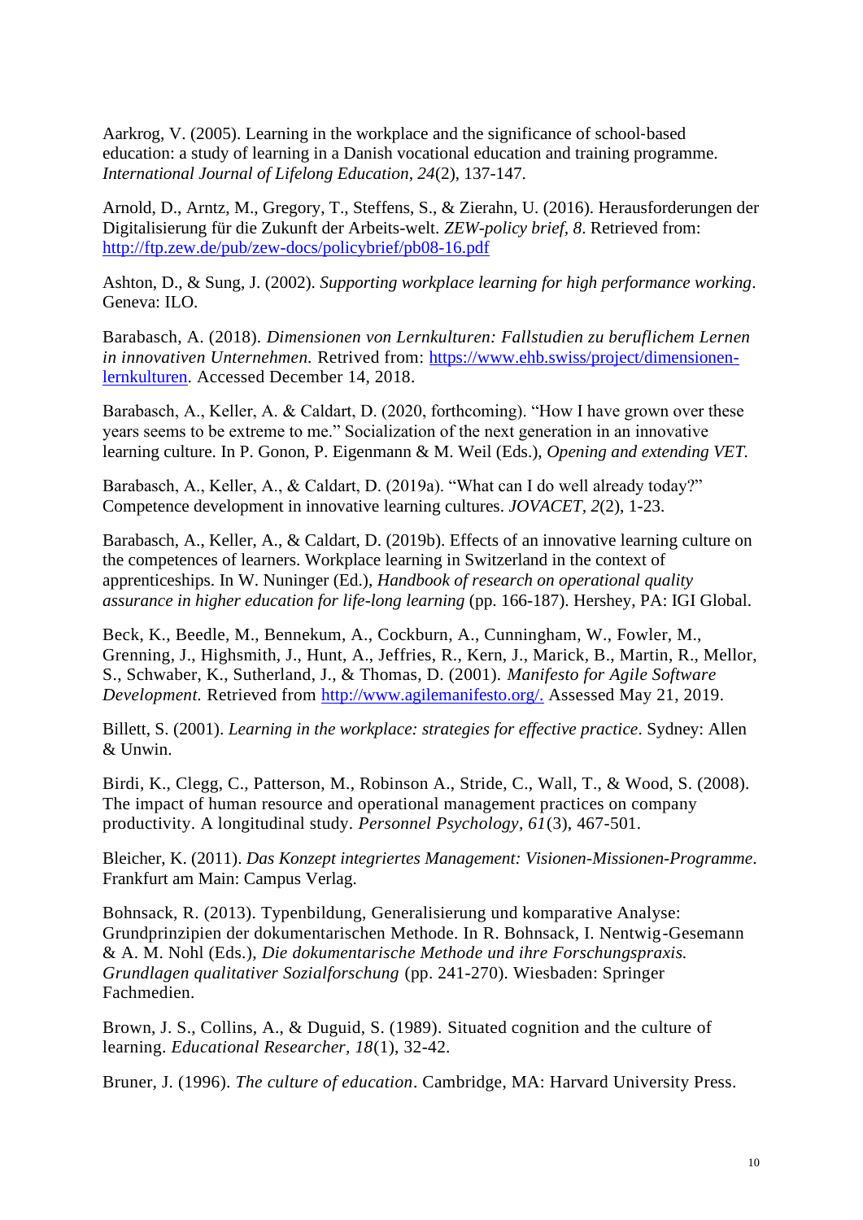Aarkrog, V. (2005). Learning in the workplace and the significance of school-based education: a study of learning in a Danish vocational education and training programme. *International Journal of Lifelong Education, 24*(2), 137-147.

Arnold, D., Arntz, M., Gregory, T., Steffens, S., & Zierahn, U. (2016). Herausforderungen der Digitalisierung für die Zukunft der Arbeits-welt. *ZEW-policy brief, 8*. Retrieved from: http://ftp.zew.de/pub/zew-docs/policybrief/pb08-16.pdf

Ashton, D., & Sung, J. (2002). *Supporting workplace learning for high performance working*. Geneva: ILO.

Barabasch, A. (2018). *Dimensionen von Lernkulturen: Fallstudien zu beruflichem Lernen in innovativen Unternehmen.* Retrived from: https://www.ehb.swiss/project/dimensionen-lernkulturen. Accessed December 14, 2018.

Barabasch, A., Keller, A. & Caldart, D. (2020, forthcoming). "How I have grown over these years seems to be extreme to me." Socialization of the next generation in an innovative learning culture. In P. Gonon, P. Eigenmann & M. Weil (Eds.), *Opening and extending VET.*

Barabasch, A., Keller, A., & Caldart, D. (2019a). "What can I do well already today?" Competence development in innovative learning cultures. *JOVACET, 2*(2), 1-23.

Barabasch, A., Keller, A., & Caldart, D. (2019b). Effects of an innovative learning culture on the competences of learners. Workplace learning in Switzerland in the context of apprenticeships. In W. Nuninger (Ed.), *Handbook of research on operational quality assurance in higher education for life-long learning* (pp. 166-187). Hershey, PA: IGI Global.

Beck, K., Beedle, M., Bennekum, A., Cockburn, A., Cunningham, W., Fowler, M., Grenning, J., Highsmith, J., Hunt, A., Jeffries, R., Kern, J., Marick, B., Martin, R., Mellor, S., Schwaber, K., Sutherland, J., & Thomas, D. (2001). *Manifesto for Agile Software Development.* Retrieved from http://www.agilemanifesto.org/. Assessed May 21, 2019.

Billett, S. (2001). *Learning in the workplace: strategies for effective practice*. Sydney: Allen & Unwin.

Birdi, K., Clegg, C., Patterson, M., Robinson A., Stride, C., Wall, T., & Wood, S. (2008). The impact of human resource and operational management practices on company productivity. A longitudinal study. *Personnel Psychology, 61*(3), 467-501.

Bleicher, K. (2011). *Das Konzept integriertes Management: Visionen-Missionen-Programme*. Frankfurt am Main: Campus Verlag.

Bohnsack, R. (2013). Typenbildung, Generalisierung und komparative Analyse: Grundprinzipien der dokumentarischen Methode. In R. Bohnsack, I. Nentwig-Gesemann & A. M. Nohl (Eds.), *Die dokumentarische Methode und ihre Forschungspraxis. Grundlagen qualitativer Sozialforschung* (pp. 241-270). Wiesbaden: Springer Fachmedien.

Brown, J. S., Collins, A., & Duguid, S. (1989). Situated cognition and the culture of learning. *Educational Researcher, 18*(1), 32-42.

Bruner, J. (1996). *The culture of education*. Cambridge, MA: Harvard University Press.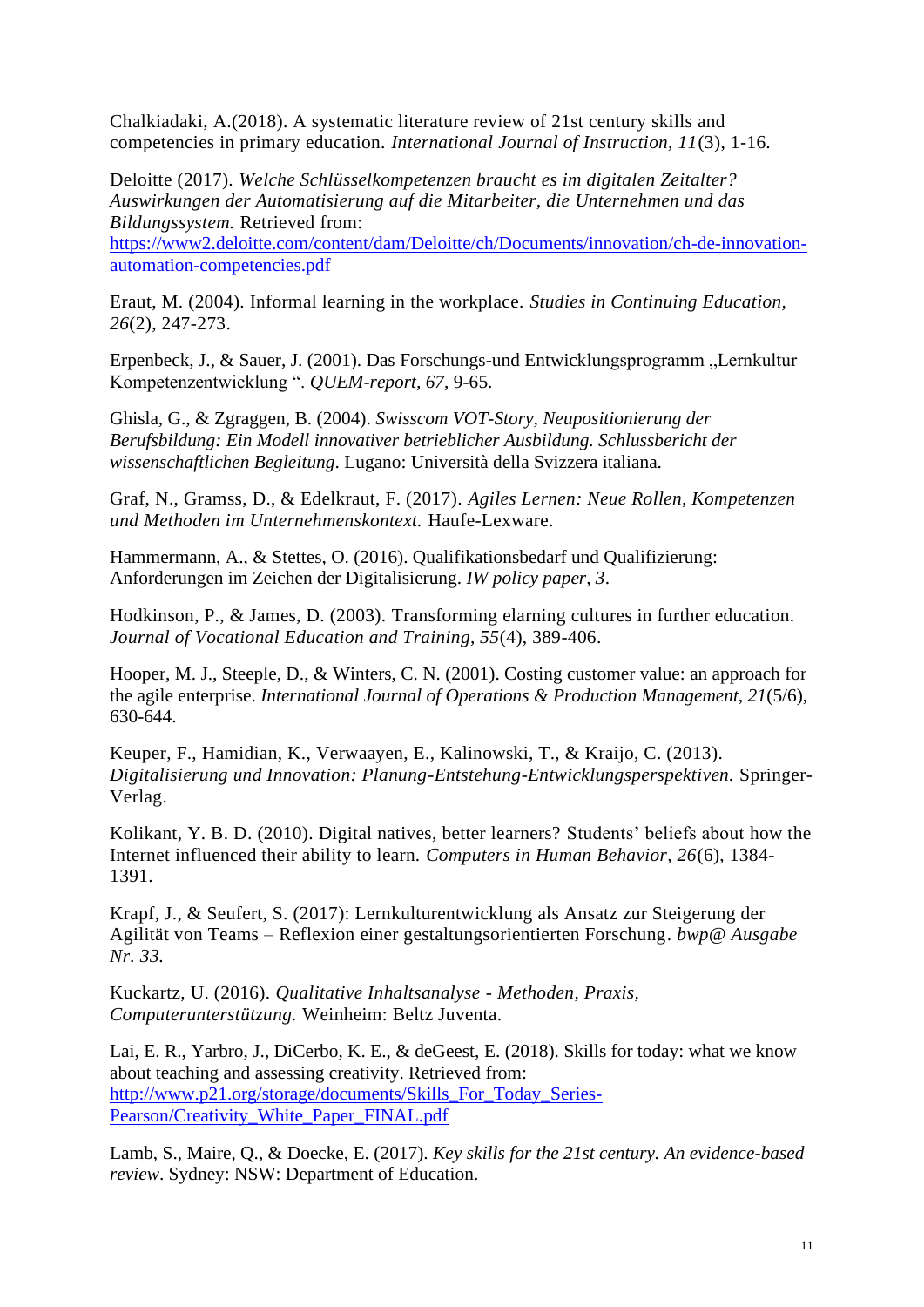Chalkiadaki, A.(2018). A systematic literature review of 21st century skills and competencies in primary education. *International Journal of Instruction*, *11*(3), 1-16.

Deloitte (2017). *Welche Schlüsselkompetenzen braucht es im digitalen Zeitalter? Auswirkungen der Automatisierung auf die Mitarbeiter, die Unternehmen und das Bildungssystem.* Retrieved from: [https://www2.deloitte.com/content/dam/Deloitte/ch/Documents/innovation/ch-de-innovation-automation-competencies.pdf](https://www2.deloitte.com/content/dam/Deloitte/ch/Documents/innovation/ch-de-innovation-automation-competencies.pdf)

Eraut, M. (2004). Informal learning in the workplace. *Studies in Continuing Education*, *26*(2), 247-273.

Erpenbeck, J., & Sauer, J. (2001). Das Forschungs-und Entwicklungsprogramm „Lernkultur Kompetenzentwicklung ". *QUEM-report, 67*, 9-65.

Ghisla, G., & Zgraggen, B. (2004). *Swisscom VOT-Story, Neupositionierung der Berufsbildung: Ein Modell innovativer betrieblicher Ausbildung. Schlussbericht der wissenschaftlichen Begleitung*. Lugano: Università della Svizzera italiana.

Graf, N., Gramss, D., & Edelkraut, F. (2017). *Agiles Lernen: Neue Rollen, Kompetenzen und Methoden im Unternehmenskontext.* Haufe-Lexware.

Hammermann, A., & Stettes, O. (2016). Qualifikationsbedarf und Qualifizierung: Anforderungen im Zeichen der Digitalisierung. *IW policy paper, 3*.

Hodkinson, P., & James, D. (2003). Transforming elarning cultures in further education. *Journal of Vocational Education and Training*, *55*(4), 389-406.

Hooper, M. J., Steeple, D., & Winters, C. N. (2001). Costing customer value: an approach for the agile enterprise. *International Journal of Operations & Production Management*, *21*(5/6), 630-644.

Keuper, F., Hamidian, K., Verwaayen, E., Kalinowski, T., & Kraijo, C. (2013). *Digitalisierung und Innovation: Planung-Entstehung-Entwicklungsperspektiven.* Springer-Verlag.

Kolikant, Y. B. D. (2010). Digital natives, better learners? Students' beliefs about how the Internet influenced their ability to learn. *Computers in Human Behavior*, *26*(6), 1384-1391.

Krapf, J., & Seufert, S. (2017): Lernkulturentwicklung als Ansatz zur Steigerung der Agilität von Teams – Reflexion einer gestaltungsorientierten Forschung. *bwp@ Ausgabe Nr. 33.*

Kuckartz, U. (2016). *Qualitative Inhaltsanalyse - Methoden, Praxis, Computerunterstützung.* Weinheim: Beltz Juventa.

Lai, E. R., Yarbro, J., DiCerbo, K. E., & deGeest, E. (2018). Skills for today: what we know about teaching and assessing creativity. Retrieved from: [http://www.p21.org/storage/documents/Skills_For_Today_Series-Pearson/Creativity_White_Paper_FINAL.pdf](http://www.p21.org/storage/documents/Skills_For_Today_Series-Pearson/Creativity_White_Paper_FINAL.pdf)

Lamb, S., Maire, Q., & Doecke, E. (2017). *Key skills for the 21st century. An evidence-based review*. Sydney: NSW: Department of Education.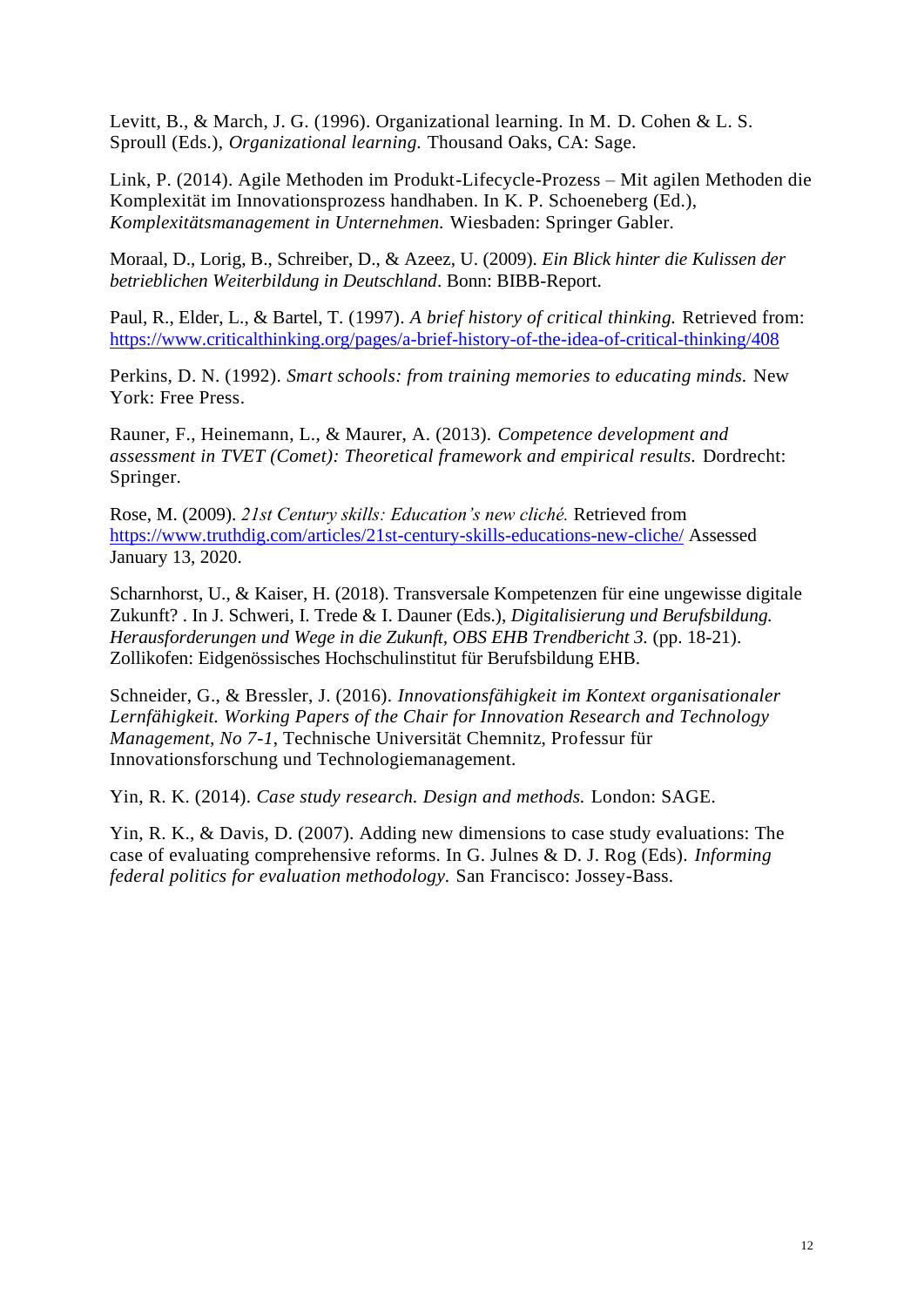Levitt, B., & March, J. G. (1996). Organizational learning. In M. D. Cohen & L. S. Sproull (Eds.), *Organizational learning.* Thousand Oaks, CA: Sage.

Link, P. (2014). Agile Methoden im Produkt-Lifecycle-Prozess – Mit agilen Methoden die Komplexität im Innovationsprozess handhaben. In K. P. Schoeneberg (Ed.), *Komplexitätsmanagement in Unternehmen.* Wiesbaden: Springer Gabler.

Moraal, D., Lorig, B., Schreiber, D., & Azeez, U. (2009). *Ein Blick hinter die Kulissen der betrieblichen Weiterbildung in Deutschland*. Bonn: BIBB-Report.

Paul, R., Elder, L., & Bartel, T. (1997). *A brief history of critical thinking.* Retrieved from: https://www.criticalthinking.org/pages/a-brief-history-of-the-idea-of-critical-thinking/408

Perkins, D. N. (1992). *Smart schools: from training memories to educating minds.* New York: Free Press.

Rauner, F., Heinemann, L., & Maurer, A. (2013). *Competence development and assessment in TVET (Comet): Theoretical framework and empirical results.* Dordrecht: Springer.

Rose, M. (2009). *21st Century skills: Education's new cliché.* Retrieved from https://www.truthdig.com/articles/21st-century-skills-educations-new-cliche/ Assessed January 13, 2020.

Scharnhorst, U., & Kaiser, H. (2018). Transversale Kompetenzen für eine ungewisse digitale Zukunft? . In J. Schweri, I. Trede & I. Dauner (Eds.), *Digitalisierung und Berufsbildung. Herausforderungen und Wege in die Zukunft, OBS EHB Trendbericht 3.* (pp. 18-21). Zollikofen: Eidgenössisches Hochschulinstitut für Berufsbildung EHB.

Schneider, G., & Bressler, J. (2016). *Innovationsfähigkeit im Kontext organisationaler Lernfähigkeit. Working Papers of the Chair for Innovation Research and Technology Management, No 7-1*, Technische Universität Chemnitz, Professur für Innovationsforschung und Technologiemanagement.

Yin, R. K. (2014). *Case study research. Design and methods.* London: SAGE.

Yin, R. K., & Davis, D. (2007). Adding new dimensions to case study evaluations: The case of evaluating comprehensive reforms. In G. Julnes & D. J. Rog (Eds). *Informing federal politics for evaluation methodology.* San Francisco: Jossey-Bass.